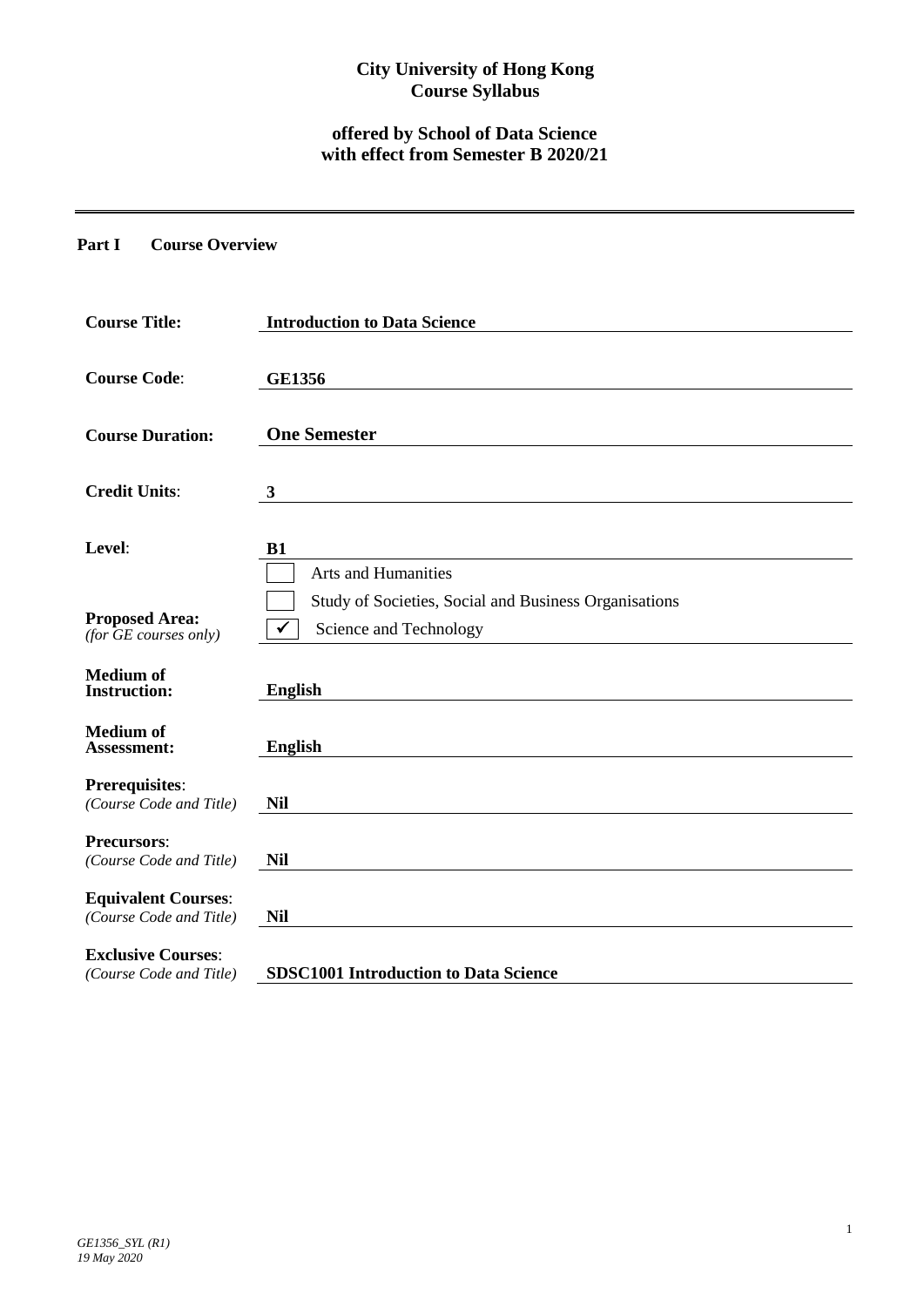**City University of Hong Kong**
**Course Syllabus**

**offered by School of Data Science**
**with effect from Semester B 2020/21**

---

## Part I Course Overview

| | |
|---|---|
| **Course Title:** | **Introduction to Data Science** |
| **Course Code**: | **GE1356** |
| **Course Duration:** | **One Semester** |
| **Credit Units**: | **3** |
| **Level**: | **B1** |
| **Proposed Area:** *(for GE courses only)* | ☐ Arts and Humanities<br>☐ Study of Societies, Social and Business Organisations<br>☑ Science and Technology |
| **Medium of Instruction:** | **English** |
| **Medium of Assessment:** | **English** |
| **Prerequisites**: *(Course Code and Title)* | **Nil** |
| **Precursors**: *(Course Code and Title)* | **Nil** |
| **Equivalent Courses**: *(Course Code and Title)* | **Nil** |
| **Exclusive Courses**: *(Course Code and Title)* | **SDSC1001 Introduction to Data Science** |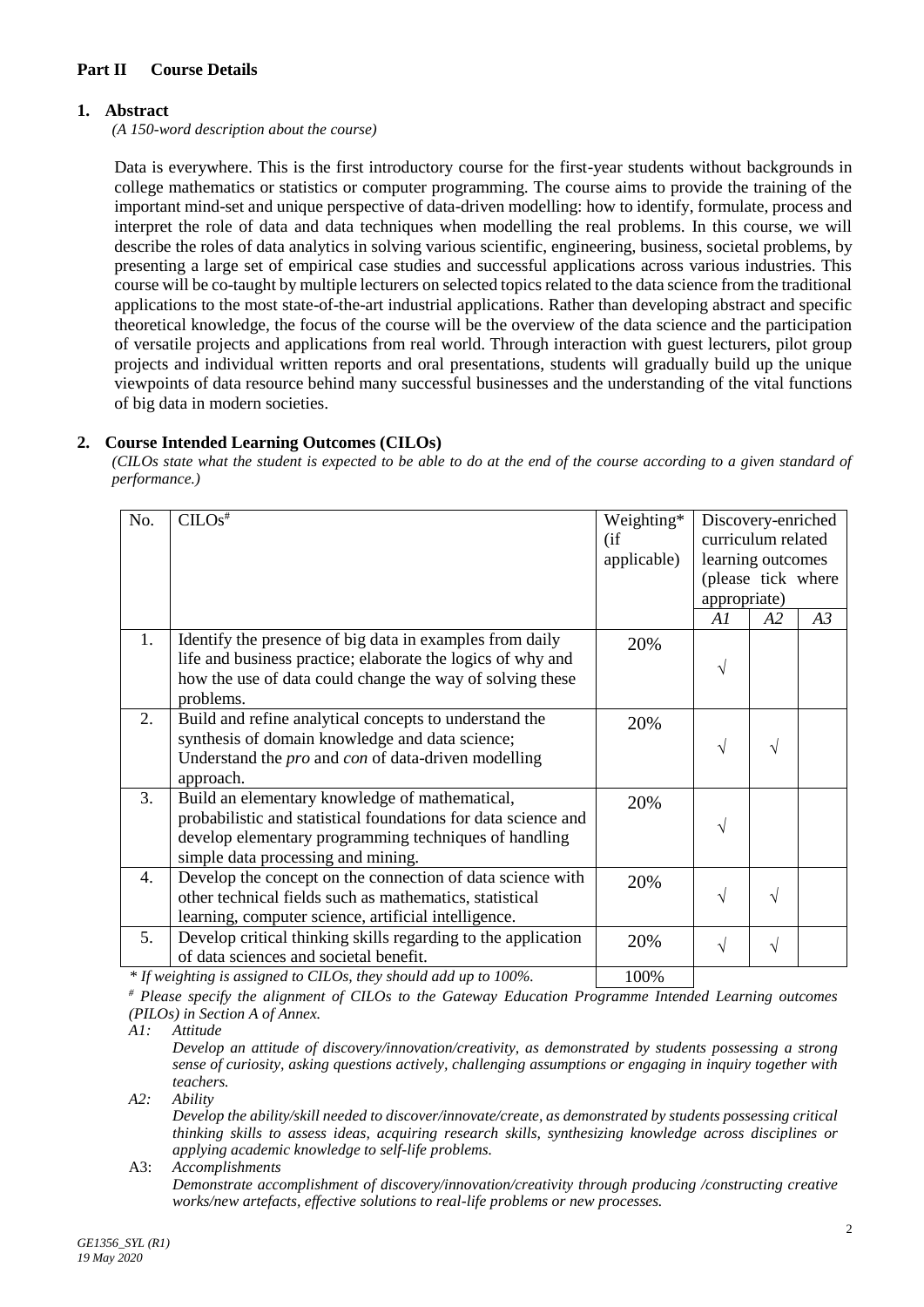## Part II Course Details

### 1. Abstract

*(A 150-word description about the course)*

Data is everywhere. This is the first introductory course for the first-year students without backgrounds in college mathematics or statistics or computer programming. The course aims to provide the training of the important mind-set and unique perspective of data-driven modelling: how to identify, formulate, process and interpret the role of data and data techniques when modelling the real problems. In this course, we will describe the roles of data analytics in solving various scientific, engineering, business, societal problems, by presenting a large set of empirical case studies and successful applications across various industries. This course will be co-taught by multiple lecturers on selected topics related to the data science from the traditional applications to the most state-of-the-art industrial applications. Rather than developing abstract and specific theoretical knowledge, the focus of the course will be the overview of the data science and the participation of versatile projects and applications from real world. Through interaction with guest lecturers, pilot group projects and individual written reports and oral presentations, students will gradually build up the unique viewpoints of data resource behind many successful businesses and the understanding of the vital functions of big data in modern societies.

### 2. Course Intended Learning Outcomes (CILOs)

*(CILOs state what the student is expected to be able to do at the end of the course according to a given standard of performance.)*

| No. | CILOs# | Weighting* (if applicable) | Discovery-enriched curriculum related learning outcomes (please tick where appropriate) | | |
|---|---|---|---|---|---|
| | | | *A1* | *A2* | *A3* |
| 1. | Identify the presence of big data in examples from daily life and business practice; elaborate the logics of why and how the use of data could change the way of solving these problems. | 20% | √ | | |
| 2. | Build and refine analytical concepts to understand the synthesis of domain knowledge and data science; Understand the *pro* and *con* of data-driven modelling approach. | 20% | √ | √ | |
| 3. | Build an elementary knowledge of mathematical, probabilistic and statistical foundations for data science and develop elementary programming techniques of handling simple data processing and mining. | 20% | √ | | |
| 4. | Develop the concept on the connection of data science with other technical fields such as mathematics, statistical learning, computer science, artificial intelligence. | 20% | √ | √ | |
| 5. | Develop critical thinking skills regarding to the application of data sciences and societal benefit. | 20% | √ | √ | |
| | *\* If weighting is assigned to CILOs, they should add up to 100%.* | 100% | | | |

*# Please specify the alignment of CILOs to the Gateway Education Programme Intended Learning outcomes (PILOs) in Section A of Annex.*

*A1:* *Attitude*
*Develop an attitude of discovery/innovation/creativity, as demonstrated by students possessing a strong sense of curiosity, asking questions actively, challenging assumptions or engaging in inquiry together with teachers.*

*A2:* *Ability*
*Develop the ability/skill needed to discover/innovate/create, as demonstrated by students possessing critical thinking skills to assess ideas, acquiring research skills, synthesizing knowledge across disciplines or applying academic knowledge to self-life problems.*

A3: *Accomplishments*
*Demonstrate accomplishment of discovery/innovation/creativity through producing /constructing creative works/new artefacts, effective solutions to real-life problems or new processes.*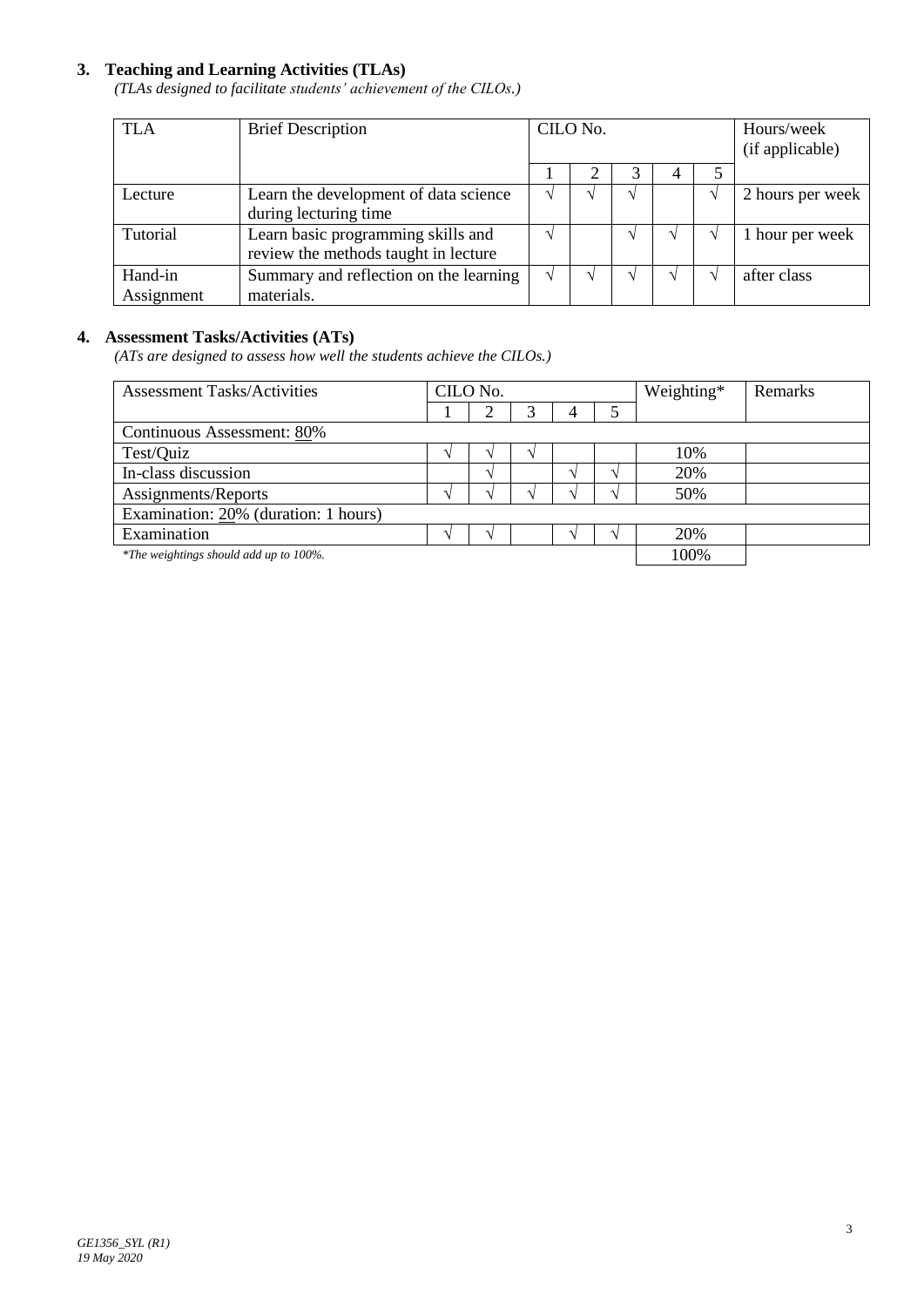### 3. Teaching and Learning Activities (TLAs)

*(TLAs designed to facilitate students' achievement of the CILOs.)*

| TLA | Brief Description | CILO No. | | | | | Hours/week (if applicable) |
|---|---|---|---|---|---|---|---|
| | | 1 | 2 | 3 | 4 | 5 | |
| Lecture | Learn the development of data science during lecturing time | √ | √ | √ | | √ | 2 hours per week |
| Tutorial | Learn basic programming skills and review the methods taught in lecture | √ | | √ | √ | √ | 1 hour per week |
| Hand-in Assignment | Summary and reflection on the learning materials. | √ | √ | √ | √ | √ | after class |

### 4. Assessment Tasks/Activities (ATs)

*(ATs are designed to assess how well the students achieve the CILOs.)*

| Assessment Tasks/Activities | CILO No. | | | | | Weighting* | Remarks |
|---|---|---|---|---|---|---|---|
| | 1 | 2 | 3 | 4 | 5 | | |
| Continuous Assessment: 80% | | | | | | | |
| Test/Quiz | √ | √ | √ | | | 10% | |
| In-class discussion | | √ | | √ | √ | 20% | |
| Assignments/Reports | √ | √ | √ | √ | √ | 50% | |
| Examination: 20% (duration: 1 hours) | | | | | | | |
| Examination | √ | √ | | √ | √ | 20% | |
| *\*The weightings should add up to 100%.* | | | | | | 100% | |

*GE1356_SYL (R1)*
*19 May 2020*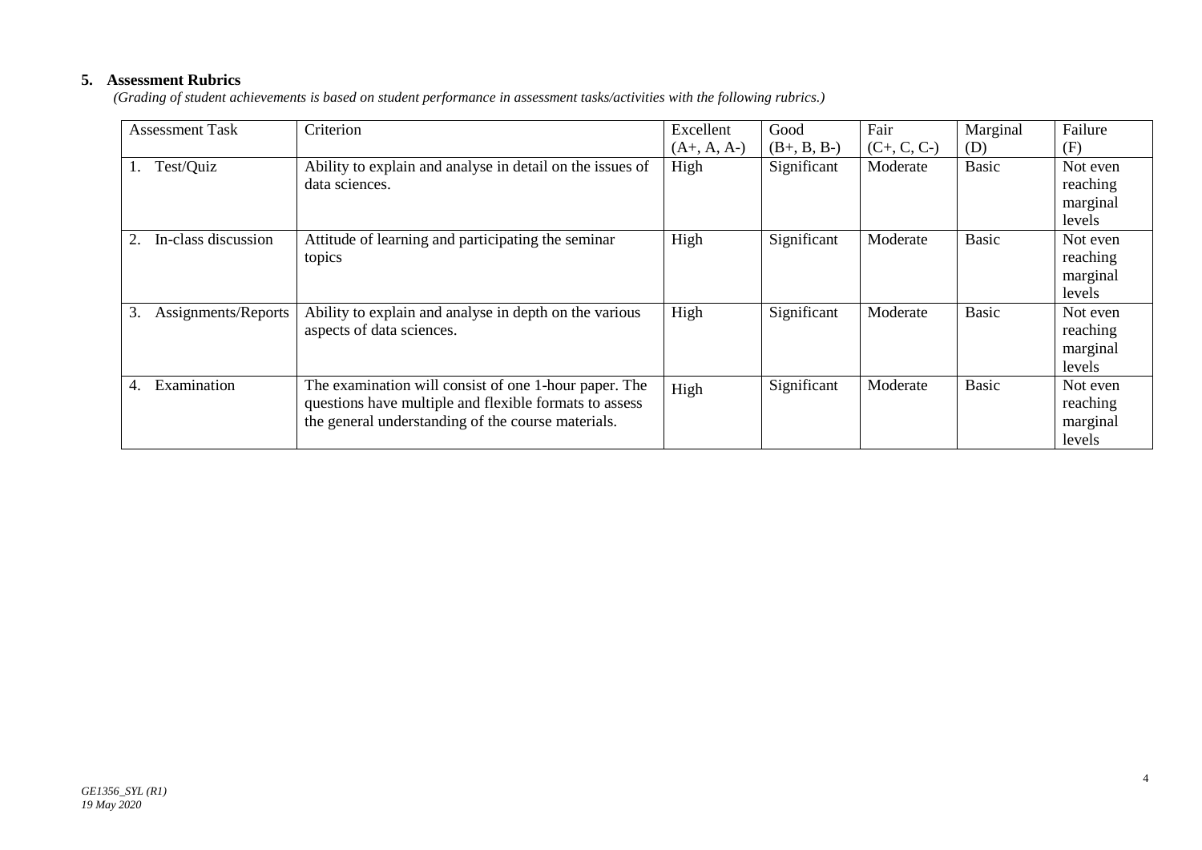**5. Assessment Rubrics**

*(Grading of student achievements is based on student performance in assessment tasks/activities with the following rubrics.)*

| Assessment Task | Criterion | Excellent (A+, A, A-) | Good (B+, B, B-) | Fair (C+, C, C-) | Marginal (D) | Failure (F) |
|---|---|---|---|---|---|---|
| 1. Test/Quiz | Ability to explain and analyse in detail on the issues of data sciences. | High | Significant | Moderate | Basic | Not even reaching marginal levels |
| 2. In-class discussion | Attitude of learning and participating the seminar topics | High | Significant | Moderate | Basic | Not even reaching marginal levels |
| 3. Assignments/Reports | Ability to explain and analyse in depth on the various aspects of data sciences. | High | Significant | Moderate | Basic | Not even reaching marginal levels |
| 4. Examination | The examination will consist of one 1-hour paper. The questions have multiple and flexible formats to assess the general understanding of the course materials. | High | Significant | Moderate | Basic | Not even reaching marginal levels |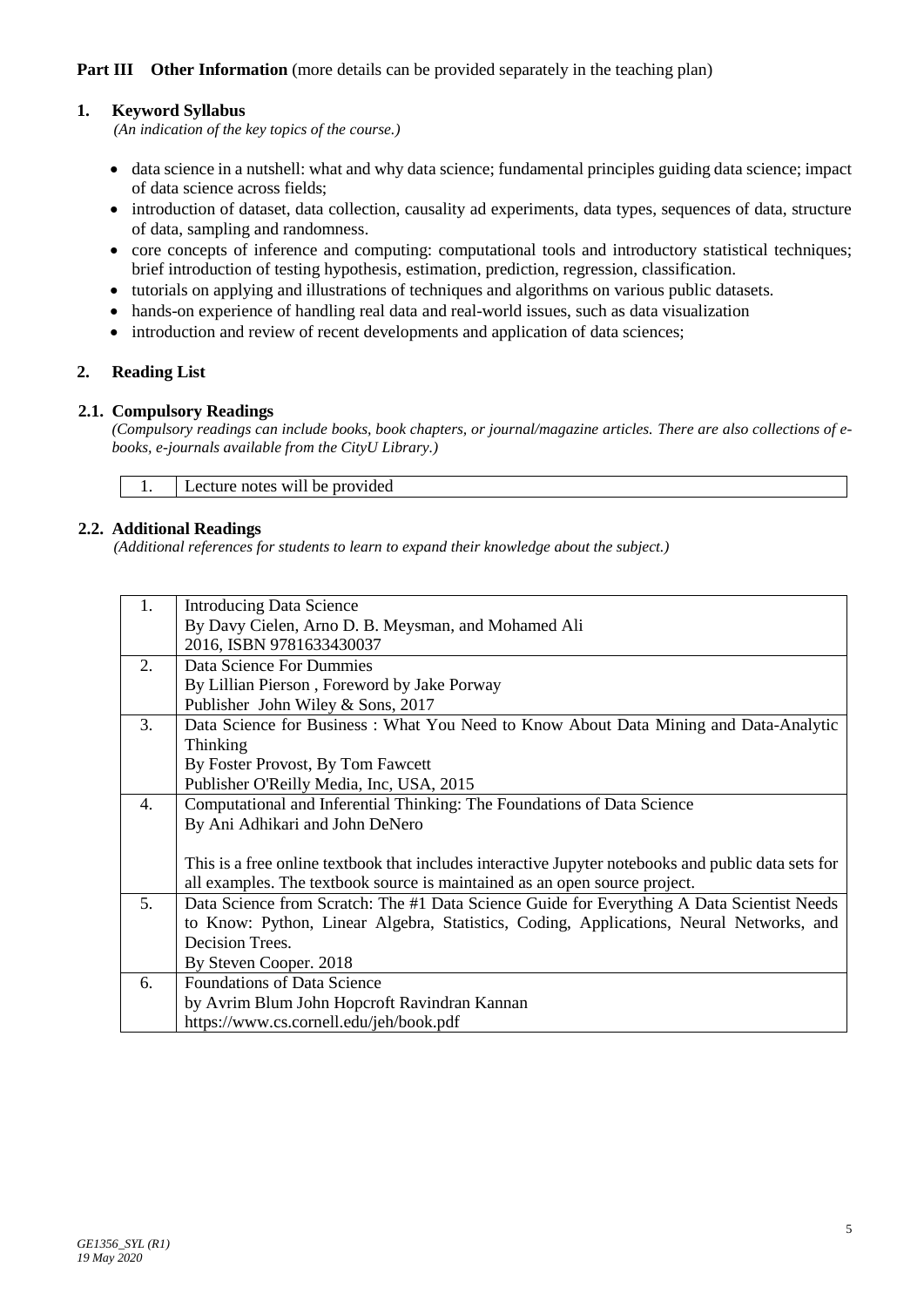**Part III Other Information** (more details can be provided separately in the teaching plan)

## 1. Keyword Syllabus

*(An indication of the key topics of the course.)*

- data science in a nutshell: what and why data science; fundamental principles guiding data science; impact of data science across fields;
- introduction of dataset, data collection, causality ad experiments, data types, sequences of data, structure of data, sampling and randomness.
- core concepts of inference and computing: computational tools and introductory statistical techniques; brief introduction of testing hypothesis, estimation, prediction, regression, classification.
- tutorials on applying and illustrations of techniques and algorithms on various public datasets.
- hands-on experience of handling real data and real-world issues, such as data visualization
- introduction and review of recent developments and application of data sciences;

## 2. Reading List

### 2.1. Compulsory Readings

*(Compulsory readings can include books, book chapters, or journal/magazine articles. There are also collections of e-books, e-journals available from the CityU Library.)*

| | |
|---|---|
| 1. | Lecture notes will be provided |

### 2.2. Additional Readings

*(Additional references for students to learn to expand their knowledge about the subject.)*

| | |
|---|---|
| 1. | Introducing Data Science<br>By Davy Cielen, Arno D. B. Meysman, and Mohamed Ali<br>2016, ISBN 9781633430037 |
| 2. | Data Science For Dummies<br>By Lillian Pierson , Foreword by Jake Porway<br>Publisher John Wiley & Sons, 2017 |
| 3. | Data Science for Business : What You Need to Know About Data Mining and Data-Analytic Thinking<br>By Foster Provost, By Tom Fawcett<br>Publisher O'Reilly Media, Inc, USA, 2015 |
| 4. | Computational and Inferential Thinking: The Foundations of Data Science<br>By Ani Adhikari and John DeNero<br><br>This is a free online textbook that includes interactive Jupyter notebooks and public data sets for all examples. The textbook source is maintained as an open source project. |
| 5. | Data Science from Scratch: The #1 Data Science Guide for Everything A Data Scientist Needs to Know: Python, Linear Algebra, Statistics, Coding, Applications, Neural Networks, and Decision Trees.<br>By Steven Cooper. 2018 |
| 6. | Foundations of Data Science<br>by Avrim Blum John Hopcroft Ravindran Kannan<br>https://www.cs.cornell.edu/jeh/book.pdf |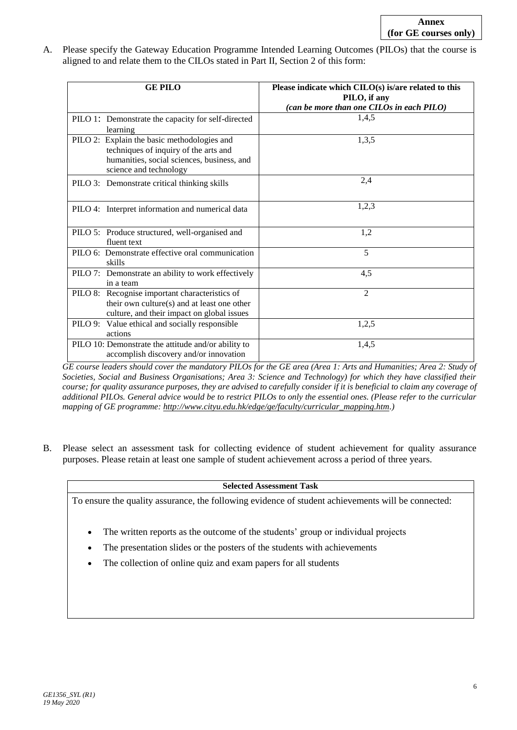**Annex (for GE courses only)**

A. Please specify the Gateway Education Programme Intended Learning Outcomes (PILOs) that the course is aligned to and relate them to the CILOs stated in Part II, Section 2 of this form:

| GE PILO | Please indicate which CILO(s) is/are related to this PILO, if any *(can be more than one CILOs in each PILO)* |
|---|---|
| PILO 1: Demonstrate the capacity for self-directed learning | 1,4,5 |
| PILO 2: Explain the basic methodologies and techniques of inquiry of the arts and humanities, social sciences, business, and science and technology | 1,3,5 |
| PILO 3: Demonstrate critical thinking skills | 2,4 |
| PILO 4: Interpret information and numerical data | 1,2,3 |
| PILO 5: Produce structured, well-organised and fluent text | 1,2 |
| PILO 6: Demonstrate effective oral communication skills | 5 |
| PILO 7: Demonstrate an ability to work effectively in a team | 4,5 |
| PILO 8: Recognise important characteristics of their own culture(s) and at least one other culture, and their impact on global issues | 2 |
| PILO 9: Value ethical and socially responsible actions | 1,2,5 |
| PILO 10: Demonstrate the attitude and/or ability to accomplish discovery and/or innovation | 1,4,5 |

*GE course leaders should cover the mandatory PILOs for the GE area (Area 1: Arts and Humanities; Area 2: Study of Societies, Social and Business Organisations; Area 3: Science and Technology) for which they have classified their course; for quality assurance purposes, they are advised to carefully consider if it is beneficial to claim any coverage of additional PILOs. General advice would be to restrict PILOs to only the essential ones. (Please refer to the curricular mapping of GE programme: http://www.cityu.edu.hk/edge/ge/faculty/curricular_mapping.htm.)*

B. Please select an assessment task for collecting evidence of student achievement for quality assurance purposes. Please retain at least one sample of student achievement across a period of three years.

**Selected Assessment Task**

To ensure the quality assurance, the following evidence of student achievements will be connected:

- The written reports as the outcome of the students' group or individual projects
- The presentation slides or the posters of the students with achievements
- The collection of online quiz and exam papers for all students

*GE1356_SYL (R1)*
*19 May 2020*